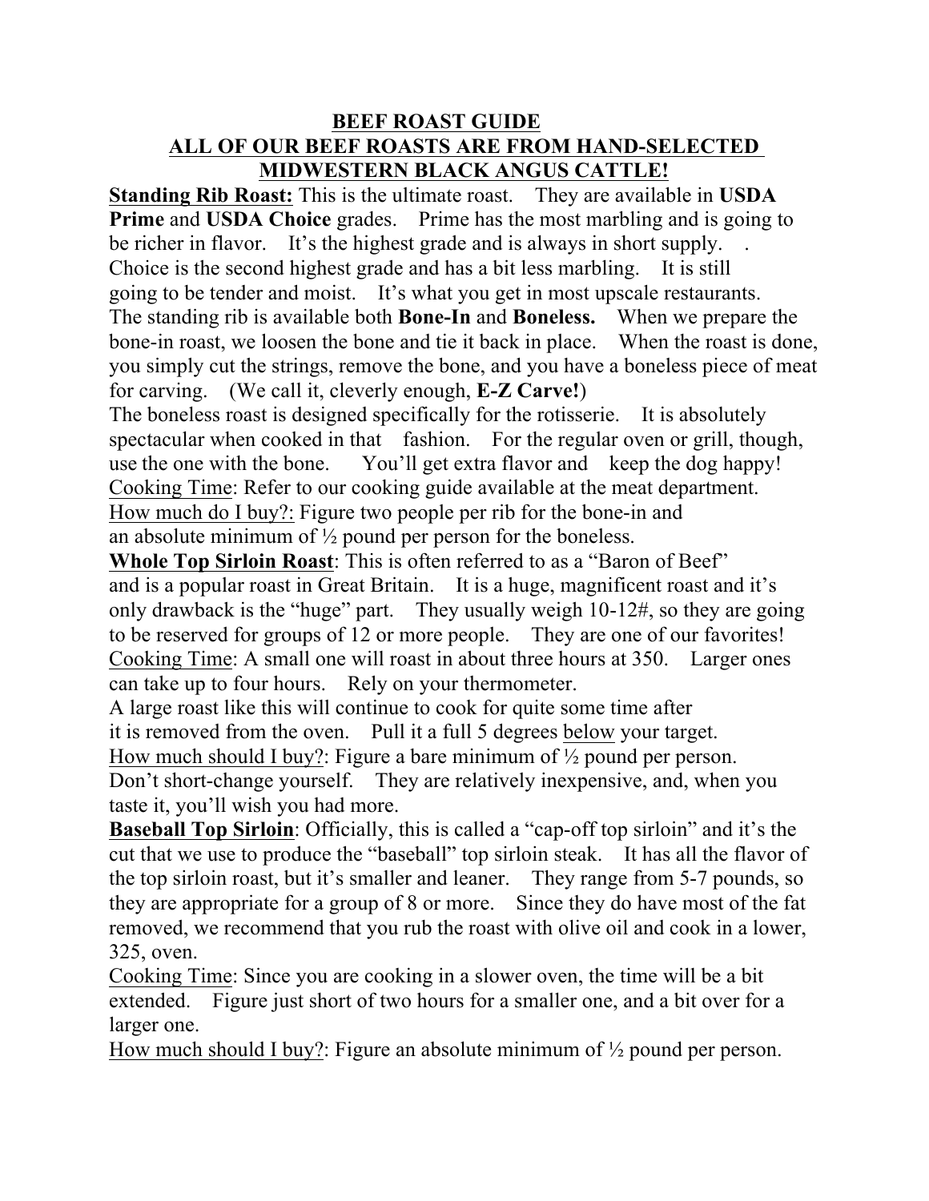# BEEF ROAST GUIDE

## ALL OF OUR BEEF ROASTS ARE FROM HAND-SELECTED MIDWESTERN BLACK ANGUS CATTLE!

**Standing Rib Roast:** This is the ultimate roast. They are available in **USDA Prime** and **USDA Choice** grades. Prime has the most marbling and is going to be richer in flavor. It's the highest grade and is always in short supply. . Choice is the second highest grade and has a bit less marbling. It is still going to be tender and moist. It's what you get in most upscale restaurants. The standing rib is available both **Bone-In** and **Boneless.** When we prepare the bone-in roast, we loosen the bone and tie it back in place. When the roast is done, you simply cut the strings, remove the bone, and you have a boneless piece of meat for carving. (We call it, cleverly enough, **E-Z Carve!**)

The boneless roast is designed specifically for the rotisserie. It is absolutely spectacular when cooked in that fashion. For the regular oven or grill, though, use the one with the bone. You'll get extra flavor and keep the dog happy!

Cooking Time: Refer to our cooking guide available at the meat department.

How much do I buy?: Figure two people per rib for the bone-in and an absolute minimum of ½ pound per person for the boneless.

**Whole Top Sirloin Roast**: This is often referred to as a "Baron of Beef" and is a popular roast in Great Britain. It is a huge, magnificent roast and it's only drawback is the "huge" part. They usually weigh 10-12#, so they are going to be reserved for groups of 12 or more people. They are one of our favorites!

Cooking Time: A small one will roast in about three hours at 350. Larger ones can take up to four hours. Rely on your thermometer.

A large roast like this will continue to cook for quite some time after it is removed from the oven. Pull it a full 5 degrees below your target.

How much should I buy?: Figure a bare minimum of ½ pound per person. Don't short-change yourself. They are relatively inexpensive, and, when you taste it, you'll wish you had more.

**Baseball Top Sirloin**: Officially, this is called a "cap-off top sirloin" and it's the cut that we use to produce the "baseball" top sirloin steak. It has all the flavor of the top sirloin roast, but it's smaller and leaner. They range from 5-7 pounds, so they are appropriate for a group of 8 or more. Since they do have most of the fat removed, we recommend that you rub the roast with olive oil and cook in a lower, 325, oven.

Cooking Time: Since you are cooking in a slower oven, the time will be a bit extended. Figure just short of two hours for a smaller one, and a bit over for a larger one.

How much should I buy?: Figure an absolute minimum of ½ pound per person.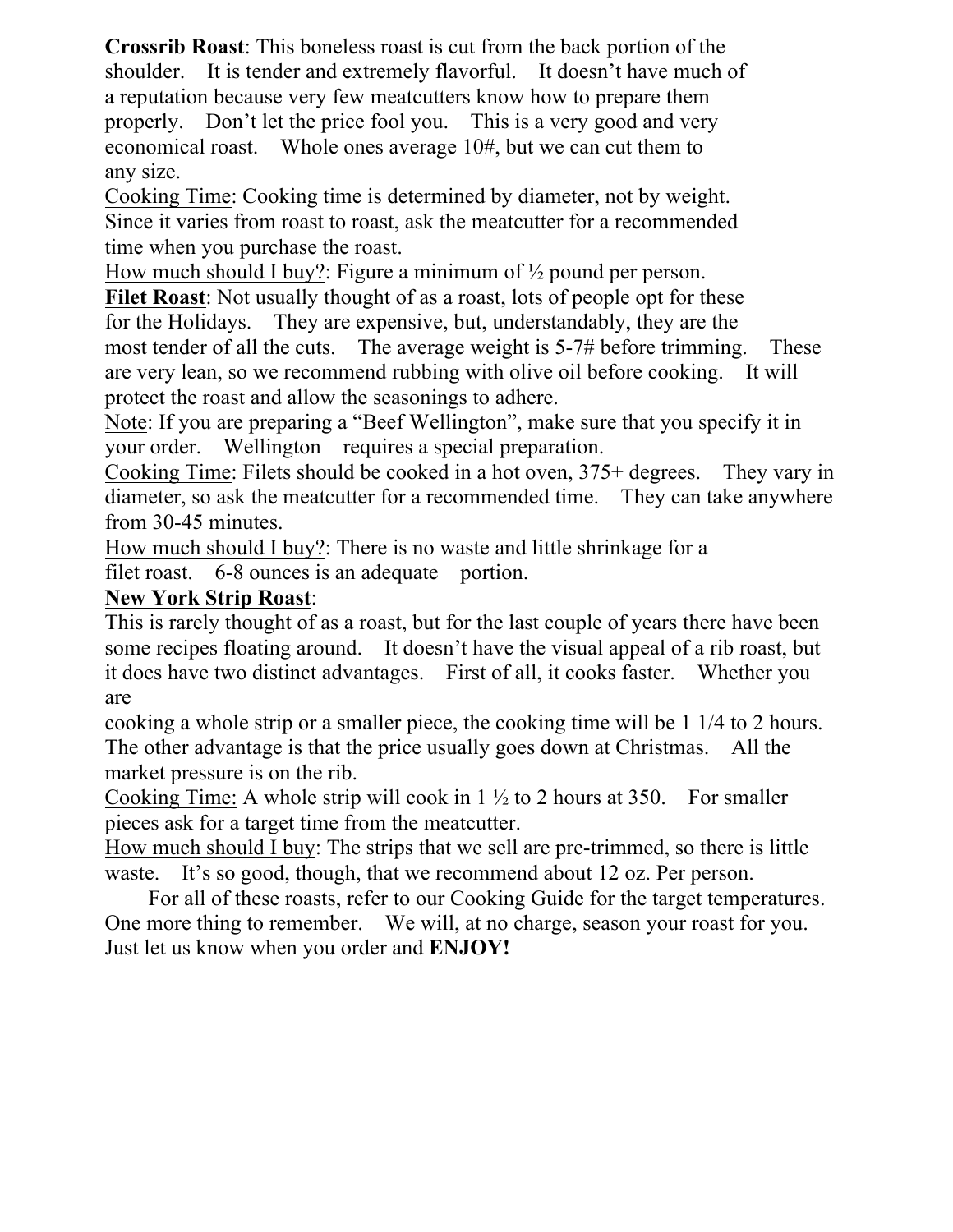**Crossrib Roast**: This boneless roast is cut from the back portion of the shoulder. It is tender and extremely flavorful. It doesn't have much of a reputation because very few meatcutters know how to prepare them properly. Don't let the price fool you. This is a very good and very economical roast. Whole ones average 10#, but we can cut them to any size.

Cooking Time: Cooking time is determined by diameter, not by weight. Since it varies from roast to roast, ask the meatcutter for a recommended time when you purchase the roast.

How much should I buy?: Figure a minimum of ½ pound per person.

**Filet Roast**: Not usually thought of as a roast, lots of people opt for these for the Holidays. They are expensive, but, understandably, they are the most tender of all the cuts. The average weight is 5-7# before trimming. These are very lean, so we recommend rubbing with olive oil before cooking. It will protect the roast and allow the seasonings to adhere.

Note: If you are preparing a "Beef Wellington", make sure that you specify it in your order. Wellington requires a special preparation.

Cooking Time: Filets should be cooked in a hot oven, 375+ degrees. They vary in diameter, so ask the meatcutter for a recommended time. They can take anywhere from 30-45 minutes.

How much should I buy?: There is no waste and little shrinkage for a filet roast. 6-8 ounces is an adequate portion.

**New York Strip Roast**:

This is rarely thought of as a roast, but for the last couple of years there have been some recipes floating around. It doesn't have the visual appeal of a rib roast, but it does have two distinct advantages. First of all, it cooks faster. Whether you are cooking a whole strip or a smaller piece, the cooking time will be 1 1/4 to 2 hours. The other advantage is that the price usually goes down at Christmas. All the market pressure is on the rib.

Cooking Time: A whole strip will cook in 1 ½ to 2 hours at 350. For smaller pieces ask for a target time from the meatcutter.

How much should I buy: The strips that we sell are pre-trimmed, so there is little waste. It's so good, though, that we recommend about 12 oz. Per person.

For all of these roasts, refer to our Cooking Guide for the target temperatures. One more thing to remember. We will, at no charge, season your roast for you. Just let us know when you order and **ENJOY!**